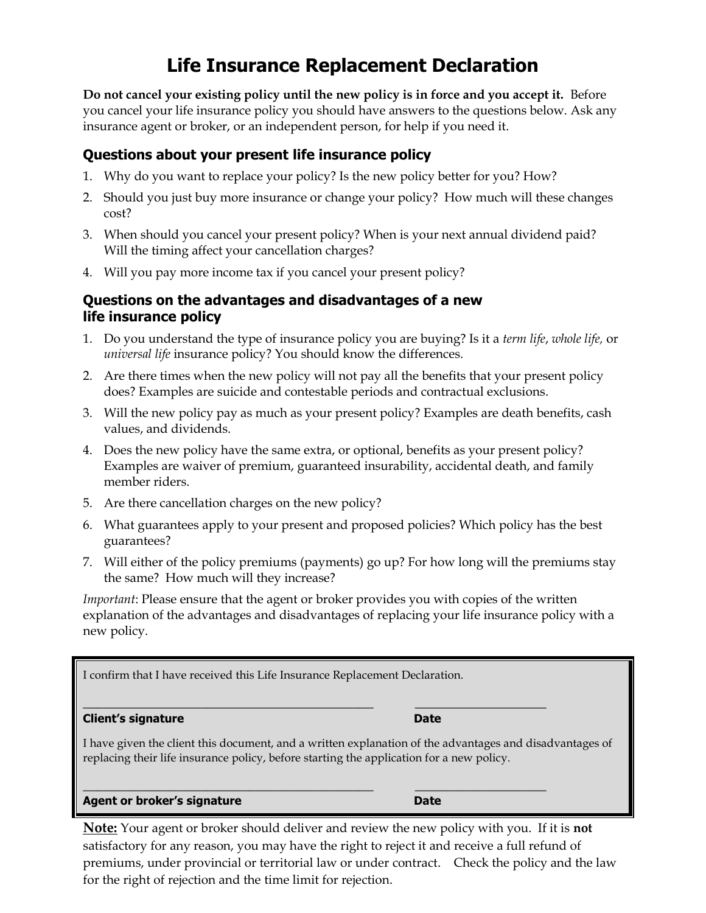# Life Insurance Replacement Declaration

**Do not cancel your existing policy until the new policy is in force and you accept it.** Before you cancel your life insurance policy you should have answers to the questions below. Ask any insurance agent or broker, or an independent person, for help if you need it.

## Questions about your present life insurance policy

1. Why do you want to replace your policy? Is the new policy better for you? How?
2. Should you just buy more insurance or change your policy? How much will these changes cost?
3. When should you cancel your present policy? When is your next annual dividend paid? Will the timing affect your cancellation charges?
4. Will you pay more income tax if you cancel your present policy?

## Questions on the advantages and disadvantages of a new life insurance policy

1. Do you understand the type of insurance policy you are buying? Is it a *term life*, *whole life,* or *universal life* insurance policy? You should know the differences.
2. Are there times when the new policy will not pay all the benefits that your present policy does? Examples are suicide and contestable periods and contractual exclusions.
3. Will the new policy pay as much as your present policy? Examples are death benefits, cash values, and dividends.
4. Does the new policy have the same extra, or optional, benefits as your present policy? Examples are waiver of premium, guaranteed insurability, accidental death, and family member riders.
5. Are there cancellation charges on the new policy?
6. What guarantees apply to your present and proposed policies? Which policy has the best guarantees?
7. Will either of the policy premiums (payments) go up? For how long will the premiums stay the same? How much will they increase?

*Important*: Please ensure that the agent or broker provides you with copies of the written explanation of the advantages and disadvantages of replacing your life insurance policy with a new policy.

I confirm that I have received this Life Insurance Replacement Declaration.

_______________________________________________ &nbsp;&nbsp;&nbsp;&nbsp; _____________________

**Client's signature** &nbsp;&nbsp;&nbsp;&nbsp; **Date**

I have given the client this document, and a written explanation of the advantages and disadvantages of replacing their life insurance policy, before starting the application for a new policy.

_______________________________________________ &nbsp;&nbsp;&nbsp;&nbsp; _____________________

**Agent or broker's signature** &nbsp;&nbsp;&nbsp;&nbsp; **Date**

**Note:** Your agent or broker should deliver and review the new policy with you. If it is **not** satisfactory for any reason, you may have the right to reject it and receive a full refund of premiums, under provincial or territorial law or under contract. Check the policy and the law for the right of rejection and the time limit for rejection.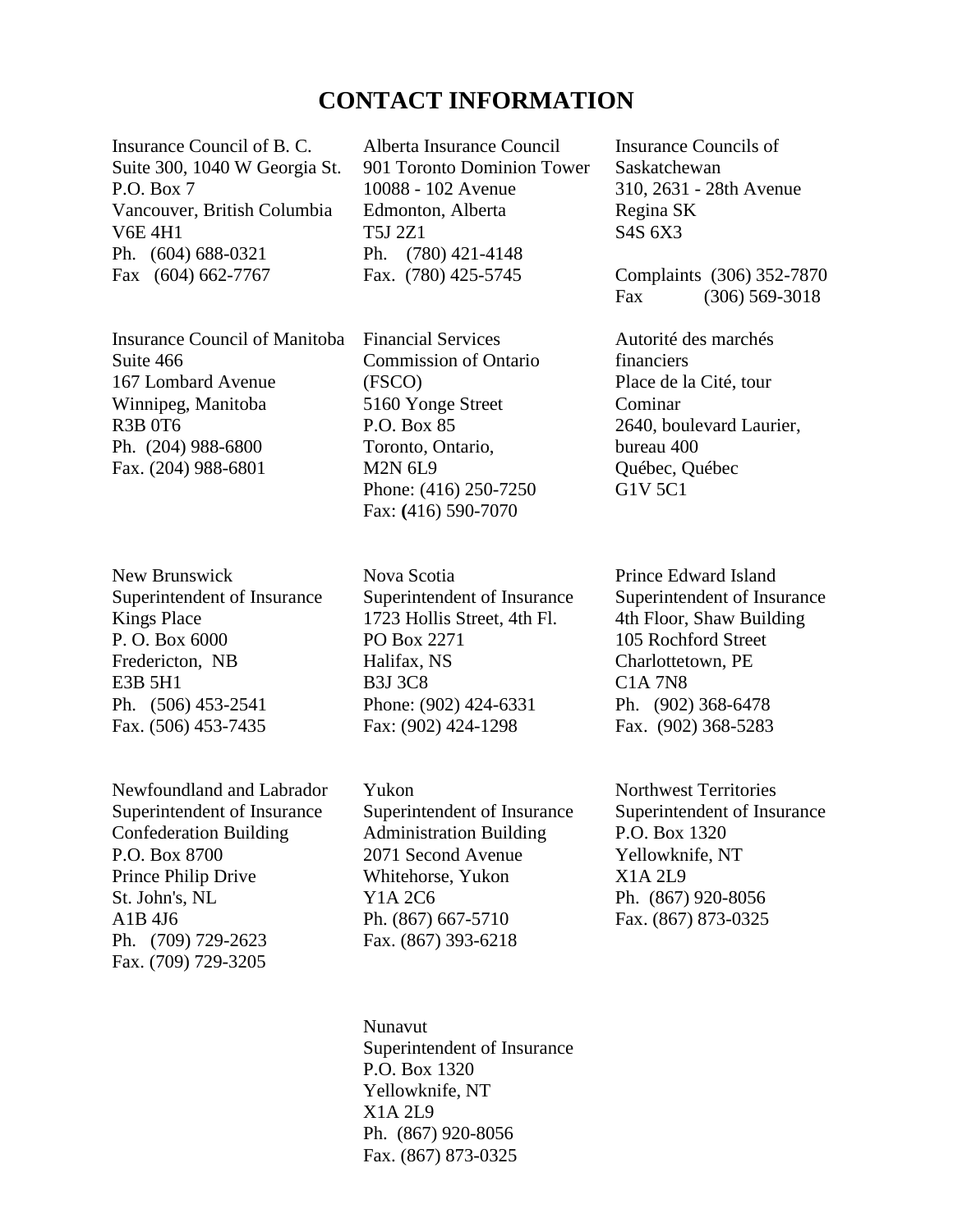# CONTACT INFORMATION

Insurance Council of B. C.
Suite 300, 1040 W Georgia St.
P.O. Box 7
Vancouver, British Columbia
V6E 4H1
Ph. (604) 688-0321
Fax (604) 662-7767

Alberta Insurance Council
901 Toronto Dominion Tower
10088 - 102 Avenue
Edmonton, Alberta
T5J 2Z1
Ph. (780) 421-4148
Fax. (780) 425-5745

Insurance Councils of Saskatchewan
310, 2631 - 28th Avenue
Regina SK
S4S 6X3

Complaints (306) 352-7870
Fax (306) 569-3018

Insurance Council of Manitoba
Suite 466
167 Lombard Avenue
Winnipeg, Manitoba
R3B 0T6
Ph. (204) 988-6800
Fax. (204) 988-6801

Financial Services Commission of Ontario (FSCO)
5160 Yonge Street
P.O. Box 85
Toronto, Ontario,
M2N 6L9
Phone: (416) 250-7250
Fax: (416) 590-7070

Autorité des marchés financiers
Place de la Cité, tour Cominar
2640, boulevard Laurier, bureau 400
Québec, Québec
G1V 5C1

New Brunswick
Superintendent of Insurance
Kings Place
P. O. Box 6000
Fredericton, NB
E3B 5H1
Ph. (506) 453-2541
Fax. (506) 453-7435

Nova Scotia
Superintendent of Insurance
1723 Hollis Street, 4th Fl.
PO Box 2271
Halifax, NS
B3J 3C8
Phone: (902) 424-6331
Fax: (902) 424-1298

Prince Edward Island
Superintendent of Insurance
4th Floor, Shaw Building
105 Rochford Street
Charlottetown, PE
C1A 7N8
Ph. (902) 368-6478
Fax. (902) 368-5283

Newfoundland and Labrador
Superintendent of Insurance
Confederation Building
P.O. Box 8700
Prince Philip Drive
St. John's, NL
A1B 4J6
Ph. (709) 729-2623
Fax. (709) 729-3205

Yukon
Superintendent of Insurance
Administration Building
2071 Second Avenue
Whitehorse, Yukon
Y1A 2C6
Ph. (867) 667-5710
Fax. (867) 393-6218

Northwest Territories
Superintendent of Insurance
P.O. Box 1320
Yellowknife, NT
X1A 2L9
Ph. (867) 920-8056
Fax. (867) 873-0325

Nunavut
Superintendent of Insurance
P.O. Box 1320
Yellowknife, NT
X1A 2L9
Ph. (867) 920-8056
Fax. (867) 873-0325